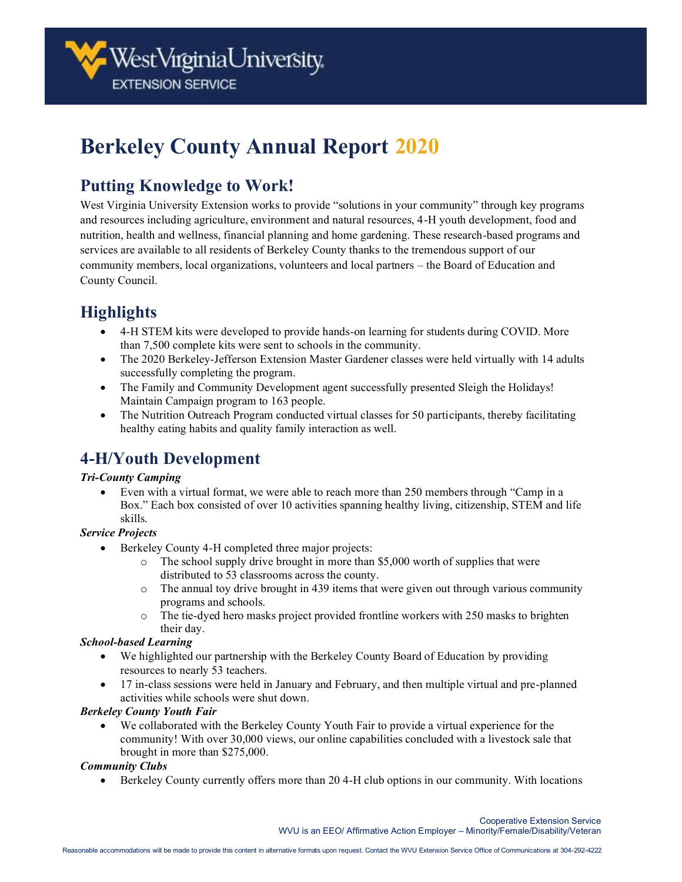# Berkeley County Annual Report 2020

## Putting Knowledge to Work!

West Virginia University Extension works to provide "solutions in your community" through key programs and resources including agriculture, environment and natural resources, 4-H youth development, food and nutrition, health and wellness, financial planning and home gardening. These research-based programs and services are available to all residents of Berkeley County thanks to the tremendous support of our community members, local organizations, volunteers and local partners – the Board of Education and County Council.

## Highlights

- 4-H STEM kits were developed to provide hands-on learning for students during COVID. More than 7,500 complete kits were sent to schools in the community.
- The 2020 Berkeley-Jefferson Extension Master Gardener classes were held virtually with 14 adults successfully completing the program.
- The Family and Community Development agent successfully presented Sleigh the Holidays! Maintain Campaign program to 163 people.
- The Nutrition Outreach Program conducted virtual classes for 50 participants, thereby facilitating healthy eating habits and quality family interaction as well.

## 4-H/Youth Development

***Tri-County Camping***

- Even with a virtual format, we were able to reach more than 250 members through "Camp in a Box." Each box consisted of over 10 activities spanning healthy living, citizenship, STEM and life skills.

***Service Projects***

- Berkeley County 4-H completed three major projects:
  - The school supply drive brought in more than $5,000 worth of supplies that were distributed to 53 classrooms across the county.
  - The annual toy drive brought in 439 items that were given out through various community programs and schools.
  - The tie-dyed hero masks project provided frontline workers with 250 masks to brighten their day.

***School-based Learning***

- We highlighted our partnership with the Berkeley County Board of Education by providing resources to nearly 53 teachers.
- 17 in-class sessions were held in January and February, and then multiple virtual and pre-planned activities while schools were shut down.

***Berkeley County Youth Fair***

- We collaborated with the Berkeley County Youth Fair to provide a virtual experience for the community! With over 30,000 views, our online capabilities concluded with a livestock sale that brought in more than $275,000.

***Community Clubs***

- Berkeley County currently offers more than 20 4-H club options in our community. With locations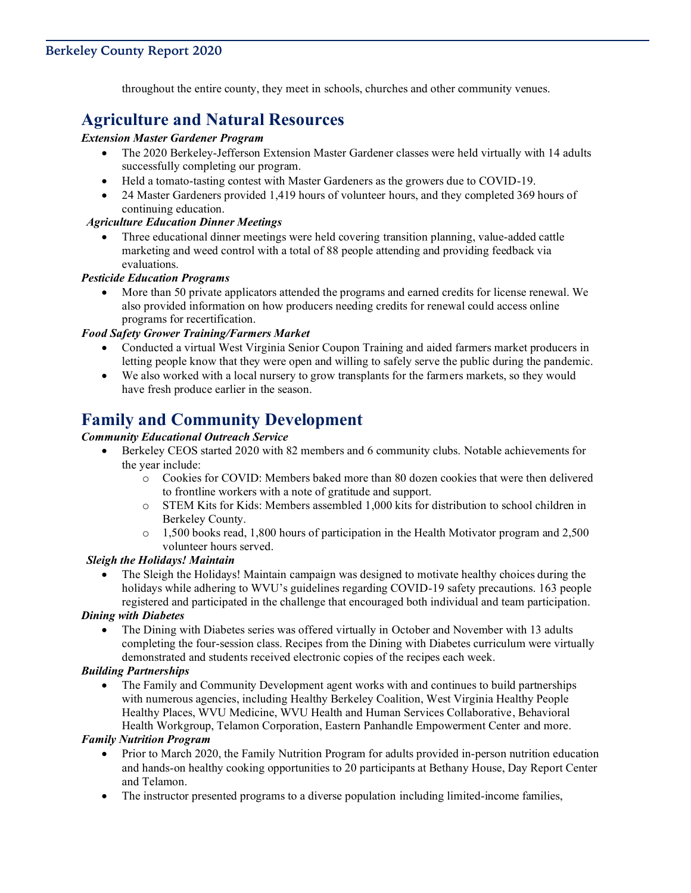throughout the entire county, they meet in schools, churches and other community venues.

## Agriculture and Natural Resources

***Extension Master Gardener Program***

- The 2020 Berkeley-Jefferson Extension Master Gardener classes were held virtually with 14 adults successfully completing our program.
- Held a tomato-tasting contest with Master Gardeners as the growers due to COVID-19.
- 24 Master Gardeners provided 1,419 hours of volunteer hours, and they completed 369 hours of continuing education.

***Agriculture Education Dinner Meetings***

- Three educational dinner meetings were held covering transition planning, value-added cattle marketing and weed control with a total of 88 people attending and providing feedback via evaluations.

***Pesticide Education Programs***

- More than 50 private applicators attended the programs and earned credits for license renewal. We also provided information on how producers needing credits for renewal could access online programs for recertification.

***Food Safety Grower Training/Farmers Market***

- Conducted a virtual West Virginia Senior Coupon Training and aided farmers market producers in letting people know that they were open and willing to safely serve the public during the pandemic.
- We also worked with a local nursery to grow transplants for the farmers markets, so they would have fresh produce earlier in the season.

## Family and Community Development

***Community Educational Outreach Service***

- Berkeley CEOS started 2020 with 82 members and 6 community clubs. Notable achievements for the year include:
  - Cookies for COVID: Members baked more than 80 dozen cookies that were then delivered to frontline workers with a note of gratitude and support.
  - STEM Kits for Kids: Members assembled 1,000 kits for distribution to school children in Berkeley County.
  - 1,500 books read, 1,800 hours of participation in the Health Motivator program and 2,500 volunteer hours served.

***Sleigh the Holidays! Maintain***

- The Sleigh the Holidays! Maintain campaign was designed to motivate healthy choices during the holidays while adhering to WVU's guidelines regarding COVID-19 safety precautions. 163 people registered and participated in the challenge that encouraged both individual and team participation.

***Dining with Diabetes***

- The Dining with Diabetes series was offered virtually in October and November with 13 adults completing the four-session class. Recipes from the Dining with Diabetes curriculum were virtually demonstrated and students received electronic copies of the recipes each week.

***Building Partnerships***

- The Family and Community Development agent works with and continues to build partnerships with numerous agencies, including Healthy Berkeley Coalition, West Virginia Healthy People Healthy Places, WVU Medicine, WVU Health and Human Services Collaborative, Behavioral Health Workgroup, Telamon Corporation, Eastern Panhandle Empowerment Center and more.

***Family Nutrition Program***

- Prior to March 2020, the Family Nutrition Program for adults provided in-person nutrition education and hands-on healthy cooking opportunities to 20 participants at Bethany House, Day Report Center and Telamon.
- The instructor presented programs to a diverse population including limited-income families,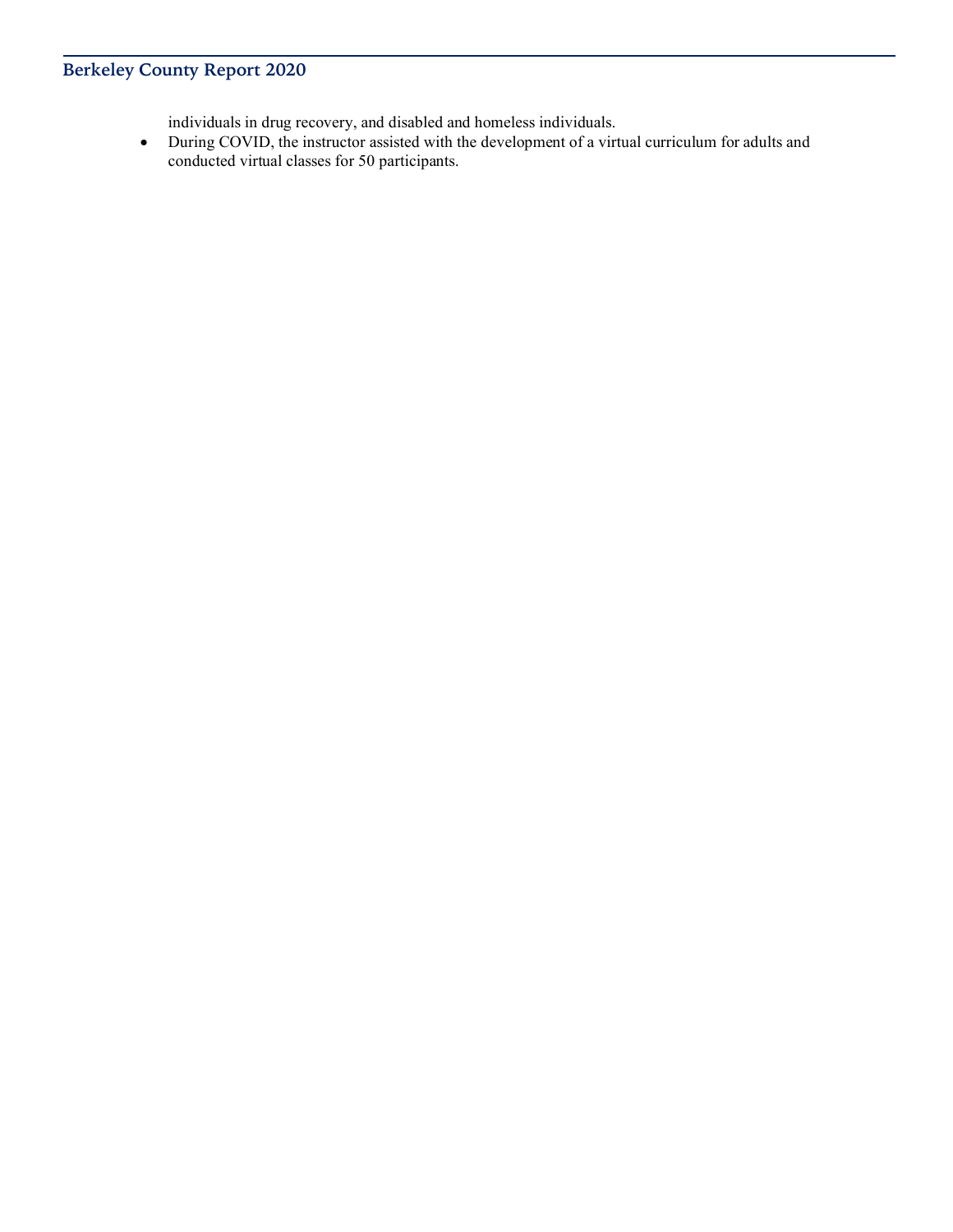individuals in drug recovery, and disabled and homeless individuals.

- During COVID, the instructor assisted with the development of a virtual curriculum for adults and conducted virtual classes for 50 participants.